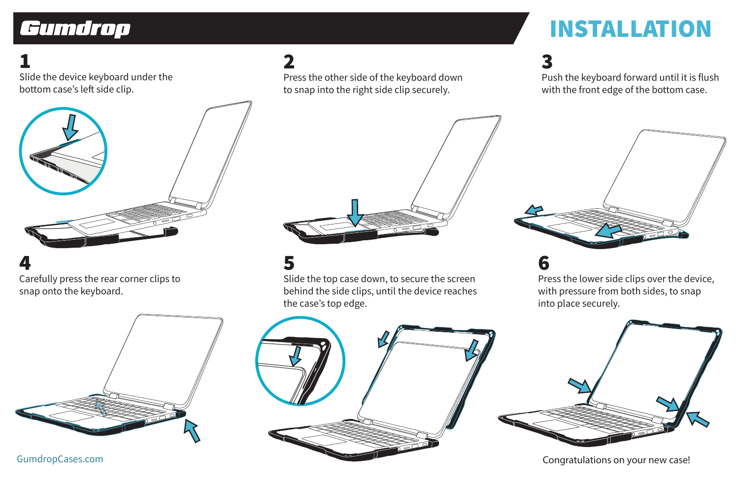# Gumdrop

# INSTALLATION

## 1

Slide the device keyboard under the bottom case's left side clip.

## 2

Press the other side of the keyboard down to snap into the right side clip securely.

## 3

Push the keyboard forward until it is flush with the front edge of the bottom case.

## 4

Carefully press the rear corner clips to snap onto the keyboard.

## 5

Slide the top case down, to secure the screen behind the side clips, until the device reaches the case's top edge.

## 6

Press the lower side clips over the device, with pressure from both sides, to snap into place securely.

GumdropCases.com

Congratulations on your new case!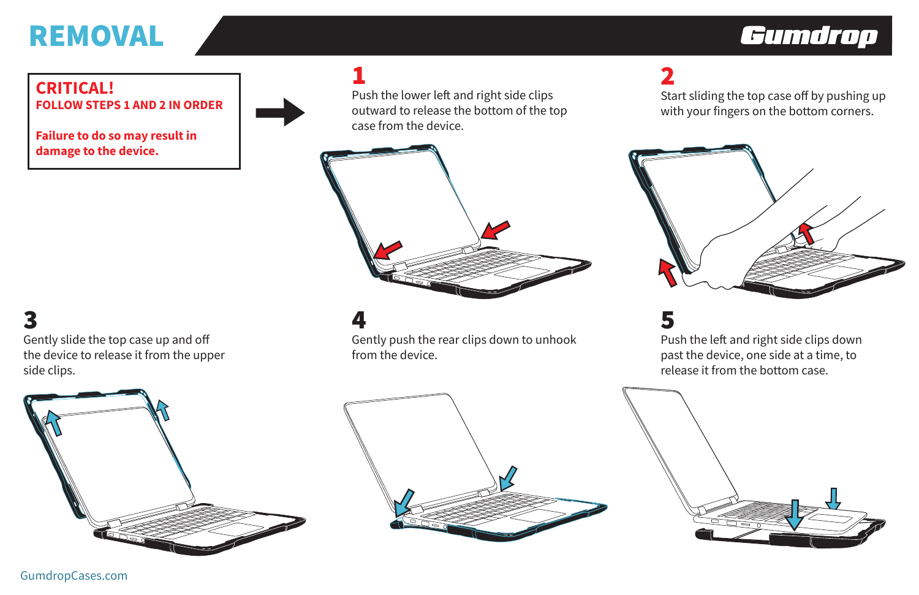# REMOVAL

Gumdrop

**CRITICAL!**
**FOLLOW STEPS 1 AND 2 IN ORDER**

**Failure to do so may result in damage to the device.**

**1**
Push the lower left and right side clips outward to release the bottom of the top case from the device.

**2**
Start sliding the top case off by pushing up with your fingers on the bottom corners.

**3**
Gently slide the top case up and off the device to release it from the upper side clips.

**4**
Gently push the rear clips down to unhook from the device.

**5**
Push the left and right side clips down past the device, one side at a time, to release it from the bottom case.

GumdropCases.com